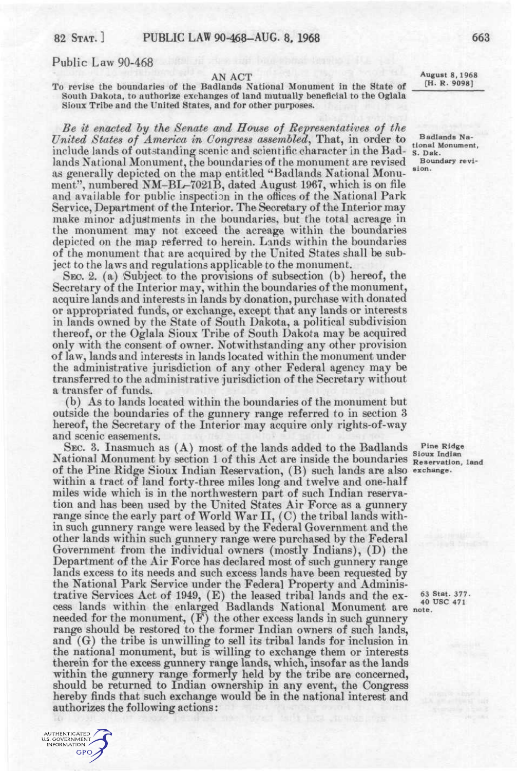# Public Law 90-468

August 8, 1968
[H. R. 9098]

AN ACT

To revise the boundaries of the Badlands National Monument in the State of South Dakota, to authorize exchanges of land mutually beneficial to the Oglala Sioux Tribe and the United States, and for other purposes.

*Be it enacted by the Senate and House of Representatives of the United States of America in Congress assembled*, That, in order to include lands of outstanding scenic and scientific character in the Badlands National Monument, the boundaries of the monument are revised as generally depicted on the map entitled "Badlands National Monument", numbered NM–BL–7021B, dated August 1967, which is on file and available for public inspection in the offices of the National Park Service, Department of the Interior. The Secretary of the Interior may make minor adjustments in the boundaries, but the total acreage in the monument may not exceed the acreage within the boundaries depicted on the map referred to herein. Lands within the boundaries of the monument that are acquired by the United States shall be subject to the laws and regulations applicable to the monument.

Badlands National Monument, S. Dak. Boundary revision.

SEC. 2. (a) Subject to the provisions of subsection (b) hereof, the Secretary of the Interior may, within the boundaries of the monument, acquire lands and interests in lands by donation, purchase with donated or appropriated funds, or exchange, except that any lands or interests in lands owned by the State of South Dakota, a political subdivision thereof, or the Oglala Sioux Tribe of South Dakota may be acquired only with the consent of owner. Notwithstanding any other provision of law, lands and interests in lands located within the monument under the administrative jurisdiction of any other Federal agency may be transferred to the administrative jurisdiction of the Secretary without a transfer of funds.

(b) As to lands located within the boundaries of the monument but outside the boundaries of the gunnery range referred to in section 3 hereof, the Secretary of the Interior may acquire only rights-of-way and scenic easements.

SEC. 3. Inasmuch as (A) most of the lands added to the Badlands National Monument by section 1 of this Act are inside the boundaries of the Pine Ridge Sioux Indian Reservation, (B) such lands are also within a tract of land forty-three miles long and twelve and one-half miles wide which is in the northwestern part of such Indian reservation and has been used by the United States Air Force as a gunnery range since the early part of World War II, (C) the tribal lands within such gunnery range were leased by the Federal Government and the other lands within such gunnery range were purchased by the Federal Government from the individual owners (mostly Indians), (D) the Department of the Air Force has declared most of such gunnery range lands excess to its needs and such excess lands have been requested by the National Park Service under the Federal Property and Administrative Services Act of 1949, (E) the leased tribal lands and the excess lands within the enlarged Badlands National Monument are needed for the monument, (F) the other excess lands in such gunnery range should be restored to the former Indian owners of such lands, and (G) the tribe is unwilling to sell its tribal lands for inclusion in the national monument, but is willing to exchange them or interests therein for the excess gunnery range lands, which, insofar as the lands within the gunnery range formerly held by the tribe are concerned, should be returned to Indian ownership in any event, the Congress hereby finds that such exchange would be in the national interest and authorizes the following actions:

Pine Ridge Sioux Indian Reservation, land exchange.

63 Stat. 377. 40 USC 471 note.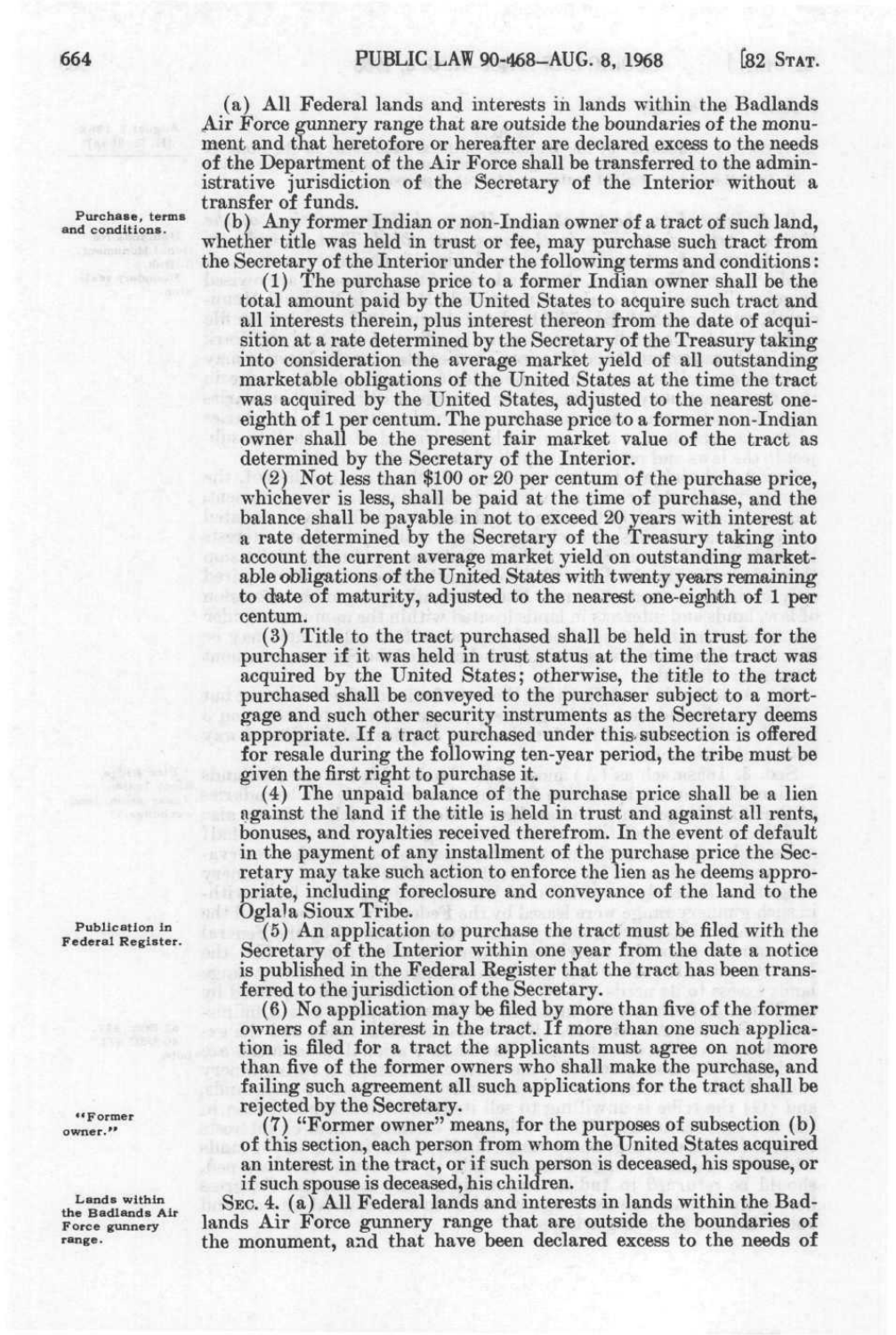(a) All Federal lands and interests in lands within the Badlands Air Force gunnery range that are outside the boundaries of the monument and that heretofore or hereafter are declared excess to the needs of the Department of the Air Force shall be transferred to the administrative jurisdiction of the Secretary of the Interior without a transfer of funds.

Purchase, terms and conditions.

(b) Any former Indian or non-Indian owner of a tract of such land, whether title was held in trust or fee, may purchase such tract from the Secretary of the Interior under the following terms and conditions:

(1) The purchase price to a former Indian owner shall be the total amount paid by the United States to acquire such tract and all interests therein, plus interest thereon from the date of acquisition at a rate determined by the Secretary of the Treasury taking into consideration the average market yield of all outstanding marketable obligations of the United States at the time the tract was acquired by the United States, adjusted to the nearest one-eighth of 1 per centum. The purchase price to a former non-Indian owner shall be the present fair market value of the tract as determined by the Secretary of the Interior.

(2) Not less than $100 or 20 per centum of the purchase price, whichever is less, shall be paid at the time of purchase, and the balance shall be payable in not to exceed 20 years with interest at a rate determined by the Secretary of the Treasury taking into account the current average market yield on outstanding marketable obligations of the United States with twenty years remaining to date of maturity, adjusted to the nearest one-eighth of 1 per centum.

(3) Title to the tract purchased shall be held in trust for the purchaser if it was held in trust status at the time the tract was acquired by the United States; otherwise, the title to the tract purchased shall be conveyed to the purchaser subject to a mortgage and such other security instruments as the Secretary deems appropriate. If a tract purchased under this subsection is offered for resale during the following ten-year period, the tribe must be given the first right to purchase it.

(4) The unpaid balance of the purchase price shall be a lien against the land if the title is held in trust and against all rents, bonuses, and royalties received therefrom. In the event of default in the payment of any installment of the purchase price the Secretary may take such action to enforce the lien as he deems appropriate, including foreclosure and conveyance of the land to the Oglala Sioux Tribe.

Publication in Federal Register.

(5) An application to purchase the tract must be filed with the Secretary of the Interior within one year from the date a notice is published in the Federal Register that the tract has been transferred to the jurisdiction of the Secretary.

(6) No application may be filed by more than five of the former owners of an interest in the tract. If more than one such application is filed for a tract the applicants must agree on not more than five of the former owners who shall make the purchase, and failing such agreement all such applications for the tract shall be rejected by the Secretary.

"Former owner."

(7) "Former owner" means, for the purposes of subsection (b) of this section, each person from whom the United States acquired an interest in the tract, or if such person is deceased, his spouse, or if such spouse is deceased, his children.

Lands within the Badlands Air Force gunnery range.

SEC. 4. (a) All Federal lands and interests in lands within the Badlands Air Force gunnery range that are outside the boundaries of the monument, and that have been declared excess to the needs of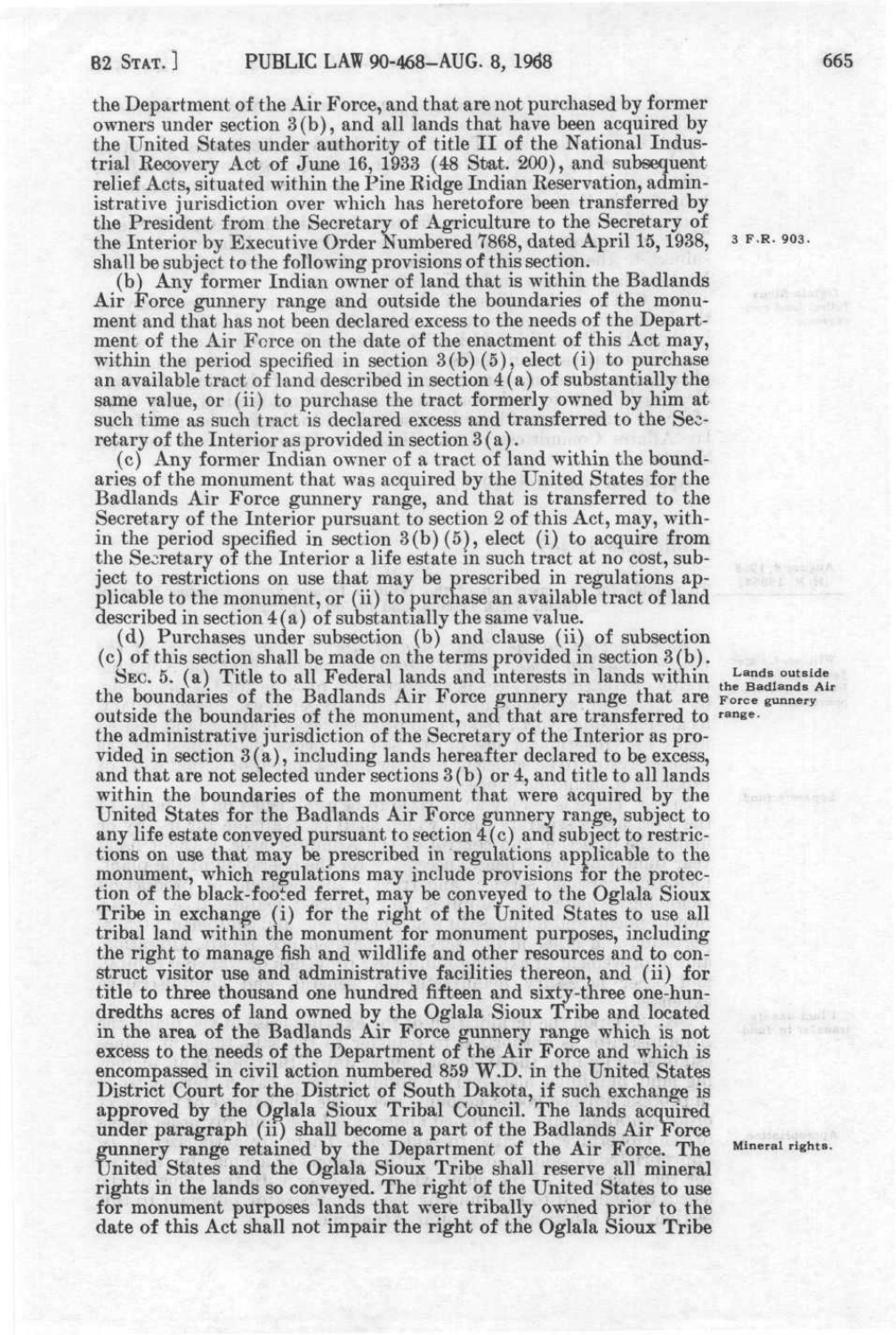the Department of the Air Force, and that are not purchased by former owners under section 3(b), and all lands that have been acquired by the United States under authority of title II of the National Industrial Recovery Act of June 16, 1933 (48 Stat. 200), and subsequent relief Acts, situated within the Pine Ridge Indian Reservation, administrative jurisdiction over which has heretofore been transferred by the President from the Secretary of Agriculture to the Secretary of the Interior by Executive Order Numbered 7868, dated April 15, 1938, shall be subject to the following provisions of this section.

3 F.R. 903.

(b) Any former Indian owner of land that is within the Badlands Air Force gunnery range and outside the boundaries of the monument and that has not been declared excess to the needs of the Department of the Air Force on the date of the enactment of this Act may, within the period specified in section 3(b)(5), elect (i) to purchase an available tract of land described in section 4(a) of substantially the same value, or (ii) to purchase the tract formerly owned by him at such time as such tract is declared excess and transferred to the Secretary of the Interior as provided in section 3(a).

(c) Any former Indian owner of a tract of land within the boundaries of the monument that was acquired by the United States for the Badlands Air Force gunnery range, and that is transferred to the Secretary of the Interior pursuant to section 2 of this Act, may, within the period specified in section 3(b)(5), elect (i) to acquire from the Secretary of the Interior a life estate in such tract at no cost, subject to restrictions on use that may be prescribed in regulations applicable to the monument, or (ii) to purchase an available tract of land described in section 4(a) of substantially the same value.

(d) Purchases under subsection (b) and clause (ii) of subsection (c) of this section shall be made on the terms provided in section 3(b).

Lands outside the Badlands Air Force gunnery range.

SEC. 5. (a) Title to all Federal lands and interests in lands within the boundaries of the Badlands Air Force gunnery range that are outside the boundaries of the monument, and that are transferred to the administrative jurisdiction of the Secretary of the Interior as provided in section 3(a), including lands hereafter declared to be excess, and that are not selected under sections 3(b) or 4, and title to all lands within the boundaries of the monument that were acquired by the United States for the Badlands Air Force gunnery range, subject to any life estate conveyed pursuant to section 4(c) and subject to restrictions on use that may be prescribed in regulations applicable to the monument, which regulations may include provisions for the protection of the black-footed ferret, may be conveyed to the Oglala Sioux Tribe in exchange (i) for the right of the United States to use all tribal land within the monument for monument purposes, including the right to manage fish and wildlife and other resources and to construct visitor use and administrative facilities thereon, and (ii) for title to three thousand one hundred fifteen and sixty-three one-hundredths acres of land owned by the Oglala Sioux Tribe and located in the area of the Badlands Air Force gunnery range which is not excess to the needs of the Department of the Air Force and which is encompassed in civil action numbered 859 W.D. in the United States District Court for the District of South Dakota, if such exchange is approved by the Oglala Sioux Tribal Council. The lands acquired under paragraph (ii) shall become a part of the Badlands Air Force gunnery range retained by the Department of the Air Force. The United States and the Oglala Sioux Tribe shall reserve all mineral rights in the lands so conveyed. The right of the United States to use for monument purposes lands that were tribally owned prior to the date of this Act shall not impair the right of the Oglala Sioux Tribe

Mineral rights.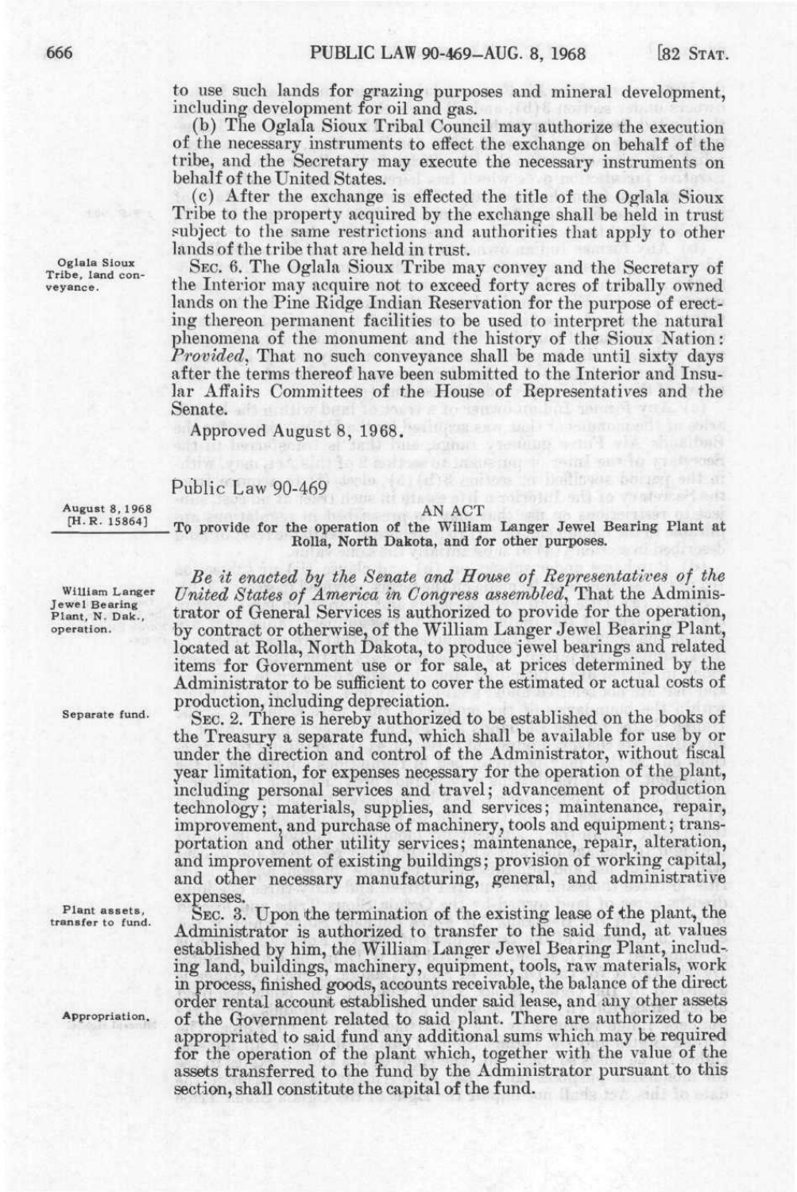to use such lands for grazing purposes and mineral development, including development for oil and gas.

(b) The Oglala Sioux Tribal Council may authorize the execution of the necessary instruments to effect the exchange on behalf of the tribe, and the Secretary may execute the necessary instruments on behalf of the United States.

(c) After the exchange is effected the title of the Oglala Sioux Tribe to the property acquired by the exchange shall be held in trust subject to the same restrictions and authorities that apply to other lands of the tribe that are held in trust.

Oglala Sioux Tribe, land conveyance.

SEC. 6. The Oglala Sioux Tribe may convey and the Secretary of the Interior may acquire not to exceed forty acres of tribally owned lands on the Pine Ridge Indian Reservation for the purpose of erecting thereon permanent facilities to be used to interpret the natural phenomena of the monument and the history of the Sioux Nation: *Provided*, That no such conveyance shall be made until sixty days after the terms thereof have been submitted to the Interior and Insular Affairs Committees of the House of Representatives and the Senate.

Approved August 8, 1968.

## Public Law 90-469

August 8, 1968
[H. R. 15864]

AN ACT

To provide for the operation of the William Langer Jewel Bearing Plant at Rolla, North Dakota, and for other purposes.

William Langer Jewel Bearing Plant, N. Dak., operation.

*Be it enacted by the Senate and House of Representatives of the United States of America in Congress assembled*, That the Administrator of General Services is authorized to provide for the operation, by contract or otherwise, of the William Langer Jewel Bearing Plant, located at Rolla, North Dakota, to produce jewel bearings and related items for Government use or for sale, at prices determined by the Administrator to be sufficient to cover the estimated or actual costs of production, including depreciation.

Separate fund.

SEC. 2. There is hereby authorized to be established on the books of the Treasury a separate fund, which shall be available for use by or under the direction and control of the Administrator, without fiscal year limitation, for expenses necessary for the operation of the plant, including personal services and travel; advancement of production technology; materials, supplies, and services; maintenance, repair, improvement, and purchase of machinery, tools and equipment; transportation and other utility services; maintenance, repair, alteration, and improvement of existing buildings; provision of working capital, and other necessary manufacturing, general, and administrative expenses.

Plant assets, transfer to fund.

SEC. 3. Upon the termination of the existing lease of the plant, the Administrator is authorized to transfer to the said fund, at values established by him, the William Langer Jewel Bearing Plant, including land, buildings, machinery, equipment, tools, raw materials, work in process, finished goods, accounts receivable, the balance of the direct order rental account established under said lease, and any other assets of the Government related to said plant. There are authorized to be appropriated to said fund any additional sums which may be required for the operation of the plant which, together with the value of the assets transferred to the fund by the Administrator pursuant to this section, shall constitute the capital of the fund.

Appropriation.